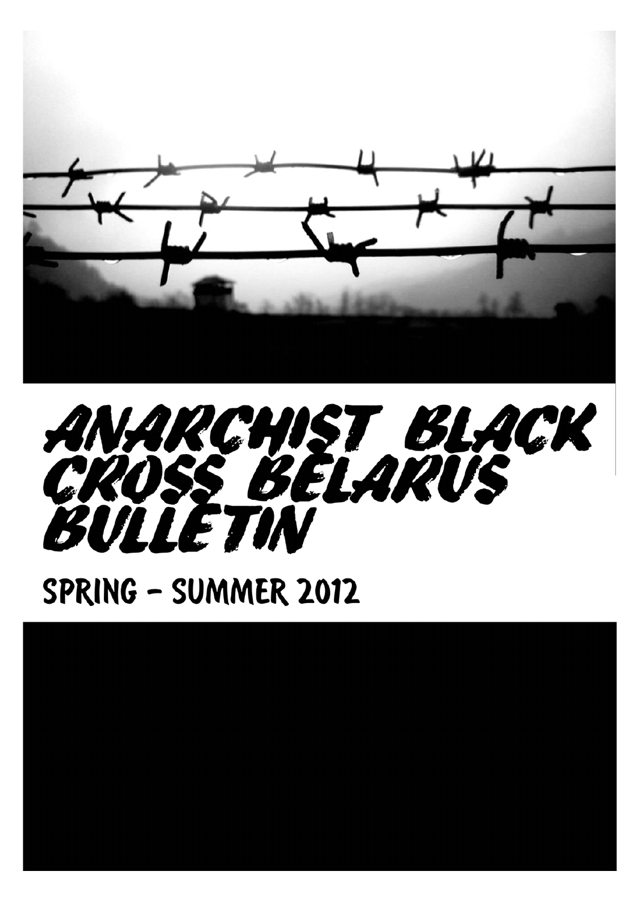# ANARCHIST BLACK CROSS BELARUS BULLETIN

## SPRING – SUMMER 2012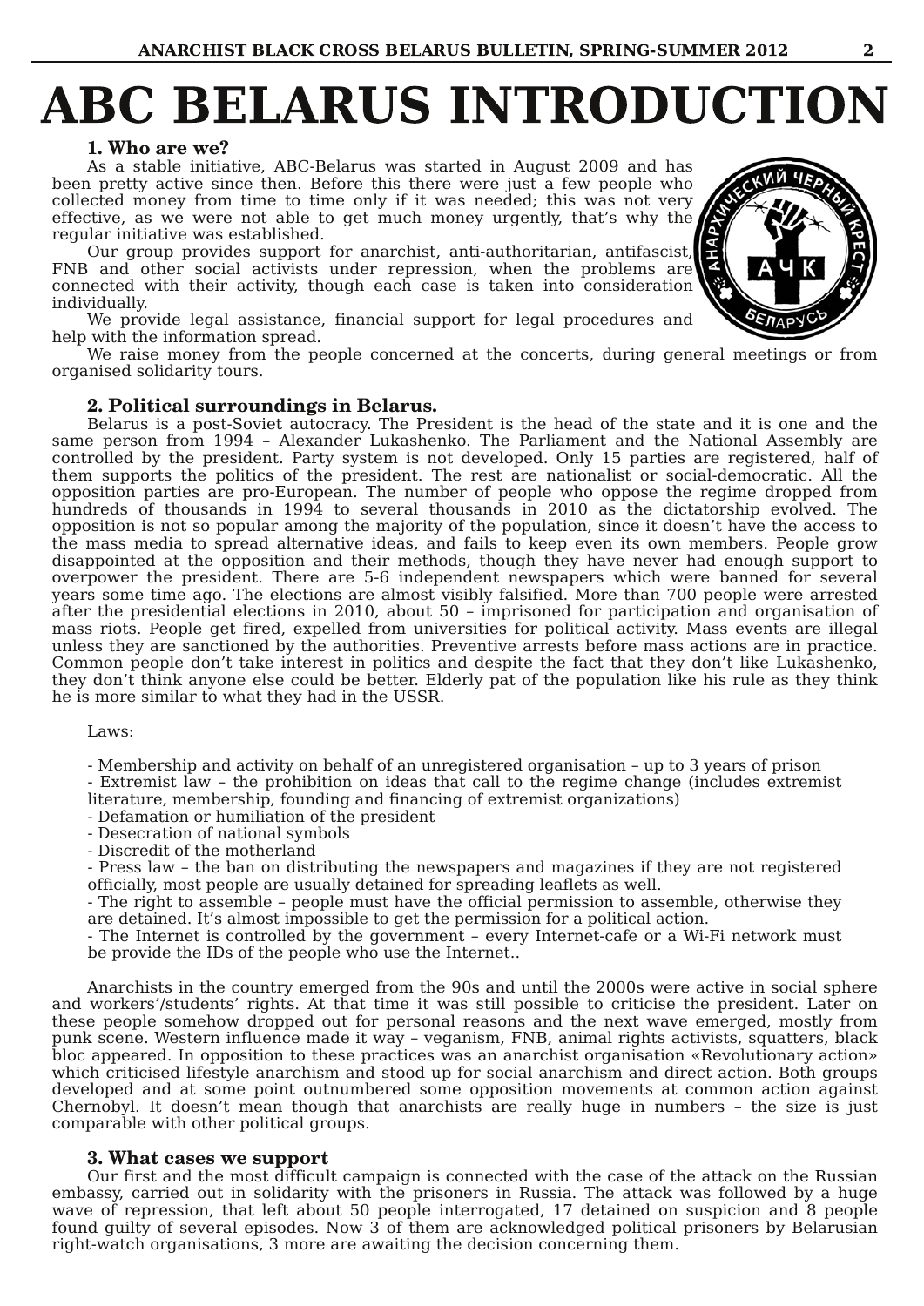# ABC BELARUS INTRODUCTION

### 1. Who are we?

As a stable initiative, ABC-Belarus was started in August 2009 and has been pretty active since then. Before this there were just a few people who collected money from time to time only if it was needed; this was not very effective, as we were not able to get much money urgently, that's why the regular initiative was established.

Our group provides support for anarchist, anti-authoritarian, antifascist, FNB and other social activists under repression, when the problems are connected with their activity, though each case is taken into consideration individually.

We provide legal assistance, financial support for legal procedures and help with the information spread.

We raise money from the people concerned at the concerts, during general meetings or from organised solidarity tours.

### 2. Political surroundings in Belarus.

Belarus is a post-Soviet autocracy. The President is the head of the state and it is one and the same person from 1994 – Alexander Lukashenko. The Parliament and the National Assembly are controlled by the president. Party system is not developed. Only 15 parties are registered, half of them supports the politics of the president. The rest are nationalist or social-democratic. All the opposition parties are pro-European. The number of people who oppose the regime dropped from hundreds of thousands in 1994 to several thousands in 2010 as the dictatorship evolved. The opposition is not so popular among the majority of the population, since it doesn't have the access to the mass media to spread alternative ideas, and fails to keep even its own members. People grow disappointed at the opposition and their methods, though they have never had enough support to overpower the president. There are 5-6 independent newspapers which were banned for several years some time ago. The elections are almost visibly falsified. More than 700 people were arrested after the presidential elections in 2010, about 50 – imprisoned for participation and organisation of mass riots. People get fired, expelled from universities for political activity. Mass events are illegal unless they are sanctioned by the authorities. Preventive arrests before mass actions are in practice. Common people don't take interest in politics and despite the fact that they don't like Lukashenko, they don't think anyone else could be better. Elderly pat of the population like his rule as they think he is more similar to what they had in the USSR.

Laws:

- Membership and activity on behalf of an unregistered organisation – up to 3 years of prison
- Extremist law – the prohibition on ideas that call to the regime change (includes extremist literature, membership, founding and financing of extremist organizations)
- Defamation or humiliation of the president
- Desecration of national symbols
- Discredit of the motherland
- Press law – the ban on distributing the newspapers and magazines if they are not registered officially, most people are usually detained for spreading leaflets as well.
- The right to assemble – people must have the official permission to assemble, otherwise they are detained. It's almost impossible to get the permission for a political action.
- The Internet is controlled by the government – every Internet-cafe or a Wi-Fi network must be provide the IDs of the people who use the Internet..

Anarchists in the country emerged from the 90s and until the 2000s were active in social sphere and workers'/students' rights. At that time it was still possible to criticise the president. Later on these people somehow dropped out for personal reasons and the next wave emerged, mostly from punk scene. Western influence made it way – veganism, FNB, animal rights activists, squatters, black bloc appeared. In opposition to these practices was an anarchist organisation «Revolutionary action» which criticised lifestyle anarchism and stood up for social anarchism and direct action. Both groups developed and at some point outnumbered some opposition movements at common action against Chernobyl. It doesn't mean though that anarchists are really huge in numbers – the size is just comparable with other political groups.

### 3. What cases we support

Our first and the most difficult campaign is connected with the case of the attack on the Russian embassy, carried out in solidarity with the prisoners in Russia. The attack was followed by a huge wave of repression, that left about 50 people interrogated, 17 detained on suspicion and 8 people found guilty of several episodes. Now 3 of them are acknowledged political prisoners by Belarusian right-watch organisations, 3 more are awaiting the decision concerning them.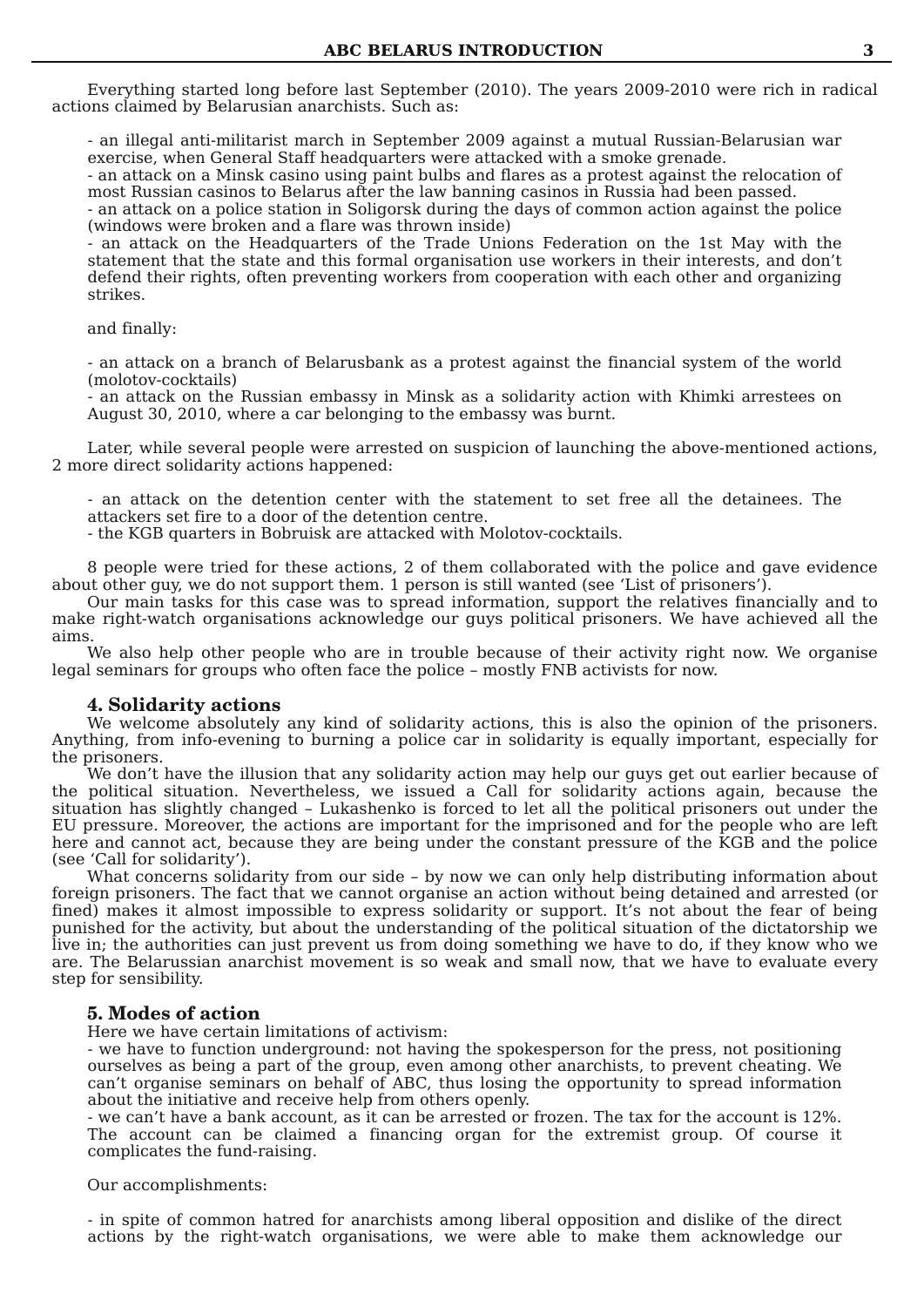Everything started long before last September (2010). The years 2009-2010 were rich in radical actions claimed by Belarusian anarchists. Such as:

- an illegal anti-militarist march in September 2009 against a mutual Russian-Belarusian war exercise, when General Staff headquarters were attacked with a smoke grenade.
- an attack on a Minsk casino using paint bulbs and flares as a protest against the relocation of most Russian casinos to Belarus after the law banning casinos in Russia had been passed.
- an attack on a police station in Soligorsk during the days of common action against the police (windows were broken and a flare was thrown inside)
- an attack on the Headquarters of the Trade Unions Federation on the 1st May with the statement that the state and this formal organisation use workers in their interests, and don't defend their rights, often preventing workers from cooperation with each other and organizing strikes.

and finally:

- an attack on a branch of Belarusbank as a protest against the financial system of the world (molotov-cocktails)
- an attack on the Russian embassy in Minsk as a solidarity action with Khimki arrestees on August 30, 2010, where a car belonging to the embassy was burnt.

Later, while several people were arrested on suspicion of launching the above-mentioned actions, 2 more direct solidarity actions happened:

- an attack on the detention center with the statement to set free all the detainees. The attackers set fire to a door of the detention centre.
- the KGB quarters in Bobruisk are attacked with Molotov-cocktails.

8 people were tried for these actions, 2 of them collaborated with the police and gave evidence about other guy, we do not support them. 1 person is still wanted (see 'List of prisoners').

Our main tasks for this case was to spread information, support the relatives financially and to make right-watch organisations acknowledge our guys political prisoners. We have achieved all the aims.

We also help other people who are in trouble because of their activity right now. We organise legal seminars for groups who often face the police – mostly FNB activists for now.

### 4. Solidarity actions

We welcome absolutely any kind of solidarity actions, this is also the opinion of the prisoners. Anything, from info-evening to burning a police car in solidarity is equally important, especially for the prisoners.

We don't have the illusion that any solidarity action may help our guys get out earlier because of the political situation. Nevertheless, we issued a Call for solidarity actions again, because the situation has slightly changed – Lukashenko is forced to let all the political prisoners out under the EU pressure. Moreover, the actions are important for the imprisoned and for the people who are left here and cannot act, because they are being under the constant pressure of the KGB and the police (see 'Call for solidarity').

What concerns solidarity from our side – by now we can only help distributing information about foreign prisoners. The fact that we cannot organise an action without being detained and arrested (or fined) makes it almost impossible to express solidarity or support. It's not about the fear of being punished for the activity, but about the understanding of the political situation of the dictatorship we live in; the authorities can just prevent us from doing something we have to do, if they know who we are. The Belarussian anarchist movement is so weak and small now, that we have to evaluate every step for sensibility.

### 5. Modes of action

Here we have certain limitations of activism:

- we have to function underground: not having the spokesperson for the press, not positioning ourselves as being a part of the group, even among other anarchists, to prevent cheating. We can't organise seminars on behalf of ABC, thus losing the opportunity to spread information about the initiative and receive help from others openly.
- we can't have a bank account, as it can be arrested or frozen. The tax for the account is 12%. The account can be claimed a financing organ for the extremist group. Of course it complicates the fund-raising.

Our accomplishments:

- in spite of common hatred for anarchists among liberal opposition and dislike of the direct actions by the right-watch organisations, we were able to make them acknowledge our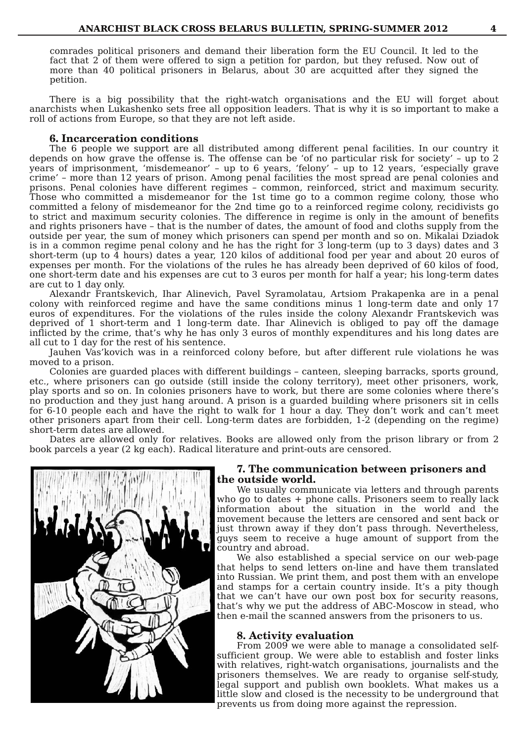comrades political prisoners and demand their liberation form the EU Council. It led to the fact that 2 of them were offered to sign a petition for pardon, but they refused. Now out of more than 40 political prisoners in Belarus, about 30 are acquitted after they signed the petition.

There is a big possibility that the right-watch organisations and the EU will forget about anarchists when Lukashenko sets free all opposition leaders. That is why it is so important to make a roll of actions from Europe, so that they are not left aside.

### 6. Incarceration conditions

The 6 people we support are all distributed among different penal facilities. In our country it depends on how grave the offense is. The offense can be 'of no particular risk for society' – up to 2 years of imprisonment, 'misdemeanor' – up to 6 years, 'felony' – up to 12 years, 'especially grave crime' – more than 12 years of prison. Among penal facilities the most spread are penal colonies and prisons. Penal colonies have different regimes – common, reinforced, strict and maximum security. Those who committed a misdemeanor for the 1st time go to a common regime colony, those who committed a felony of misdemeanor for the 2nd time go to a reinforced regime colony, recidivists go to strict and maximum security colonies. The difference in regime is only in the amount of benefits and rights prisoners have – that is the number of dates, the amount of food and cloths supply from the outside per year, the sum of money which prisoners can spend per month and so on. Mikalai Dziadok is in a common regime penal colony and he has the right for 3 long-term (up to 3 days) dates and 3 short-term (up to 4 hours) dates a year, 120 kilos of additional food per year and about 20 euros of expenses per month. For the violations of the rules he has already been deprived of 60 kilos of food, one short-term date and his expenses are cut to 3 euros per month for half a year; his long-term dates are cut to 1 day only.

Alexandr Frantskevich, Ihar Alinevich, Pavel Syramolatau, Artsiom Prakapenka are in a penal colony with reinforced regime and have the same conditions minus 1 long-term date and only 17 euros of expenditures. For the violations of the rules inside the colony Alexandr Frantskevich was deprived of 1 short-term and 1 long-term date. Ihar Alinevich is obliged to pay off the damage inflicted by the crime, that's why he has only 3 euros of monthly expenditures and his long dates are all cut to 1 day for the rest of his sentence.

Jauhen Vas'kovich was in a reinforced colony before, but after different rule violations he was moved to a prison.

Colonies are guarded places with different buildings – canteen, sleeping barracks, sports ground, etc., where prisoners can go outside (still inside the colony territory), meet other prisoners, work, play sports and so on. In colonies prisoners have to work, but there are some colonies where there's no production and they just hang around. A prison is a guarded building where prisoners sit in cells for 6-10 people each and have the right to walk for 1 hour a day. They don't work and can't meet other prisoners apart from their cell. Long-term dates are forbidden, 1-2 (depending on the regime) short-term dates are allowed.

Dates are allowed only for relatives. Books are allowed only from the prison library or from 2 book parcels a year (2 kg each). Radical literature and print-outs are censored.

### 7. The communication between prisoners and the outside world.

We usually communicate via letters and through parents who go to dates + phone calls. Prisoners seem to really lack information about the situation in the world and the movement because the letters are censored and sent back or just thrown away if they don't pass through. Nevertheless, guys seem to receive a huge amount of support from the country and abroad.

We also established a special service on our web-page that helps to send letters on-line and have them translated into Russian. We print them, and post them with an envelope and stamps for a certain country inside. It's a pity though that we can't have our own post box for security reasons, that's why we put the address of ABC-Moscow in stead, who then e-mail the scanned answers from the prisoners to us.

### 8. Activity evaluation

From 2009 we were able to manage a consolidated self-sufficient group. We were able to establish and foster links with relatives, right-watch organisations, journalists and the prisoners themselves. We are ready to organise self-study, legal support and publish own booklets. What makes us a little slow and closed is the necessity to be underground that prevents us from doing more against the repression.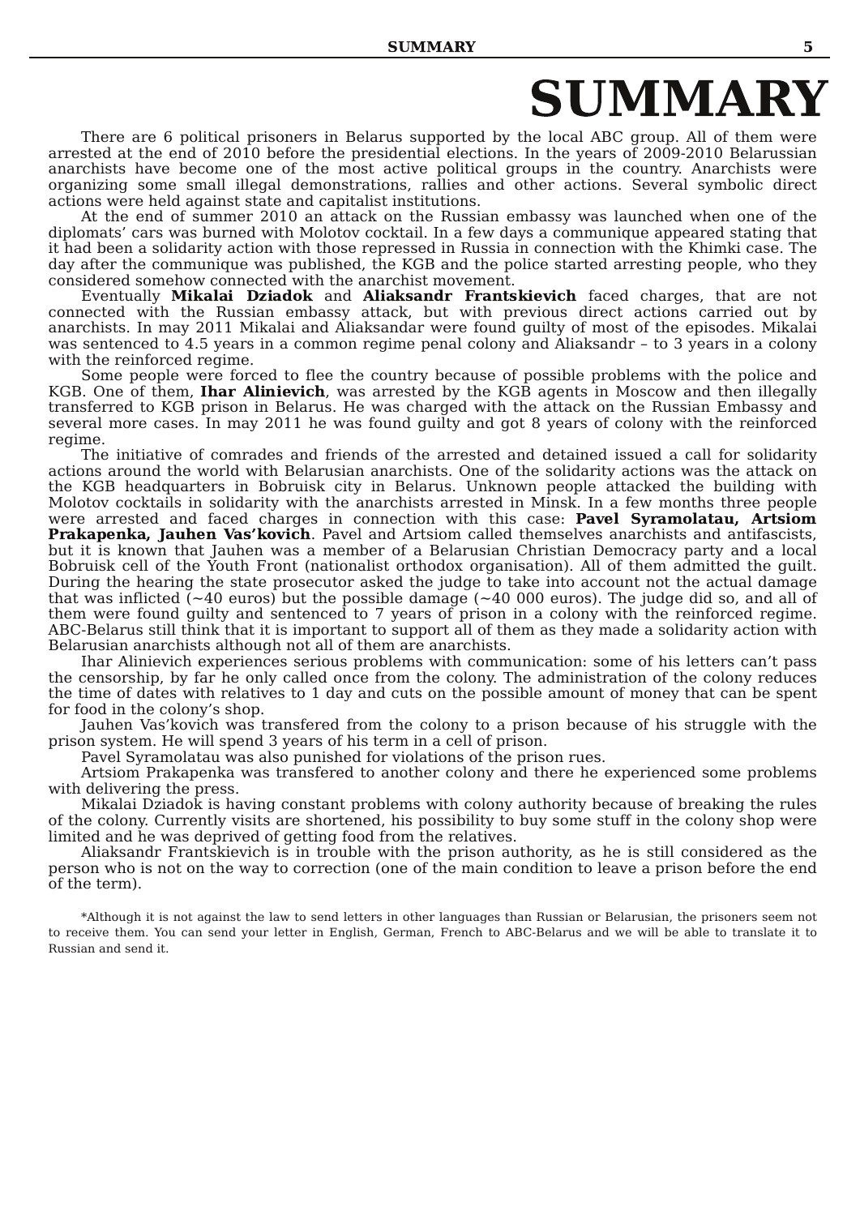# SUMMARY

There are 6 political prisoners in Belarus supported by the local ABC group. All of them were arrested at the end of 2010 before the presidential elections. In the years of 2009-2010 Belarussian anarchists have become one of the most active political groups in the country. Anarchists were organizing some small illegal demonstrations, rallies and other actions. Several symbolic direct actions were held against state and capitalist institutions.

At the end of summer 2010 an attack on the Russian embassy was launched when one of the diplomats' cars was burned with Molotov cocktail. In a few days a communique appeared stating that it had been a solidarity action with those repressed in Russia in connection with the Khimki case. The day after the communique was published, the KGB and the police started arresting people, who they considered somehow connected with the anarchist movement.

Eventually **Mikalai Dziadok** and **Aliaksandr Frantskievich** faced charges, that are not connected with the Russian embassy attack, but with previous direct actions carried out by anarchists. In may 2011 Mikalai and Aliaksandar were found guilty of most of the episodes. Mikalai was sentenced to 4.5 years in a common regime penal colony and Aliaksandr – to 3 years in a colony with the reinforced regime.

Some people were forced to flee the country because of possible problems with the police and KGB. One of them, **Ihar Alinievich**, was arrested by the KGB agents in Moscow and then illegally transferred to KGB prison in Belarus. He was charged with the attack on the Russian Embassy and several more cases. In may 2011 he was found guilty and got 8 years of colony with the reinforced regime.

The initiative of comrades and friends of the arrested and detained issued a call for solidarity actions around the world with Belarusian anarchists. One of the solidarity actions was the attack on the KGB headquarters in Bobruisk city in Belarus. Unknown people attacked the building with Molotov cocktails in solidarity with the anarchists arrested in Minsk. In a few months three people were arrested and faced charges in connection with this case: **Pavel Syramolatau, Artsiom Prakapenka, Jauhen Vas'kovich**. Pavel and Artsiom called themselves anarchists and antifascists, but it is known that Jauhen was a member of a Belarusian Christian Democracy party and a local Bobruisk cell of the Youth Front (nationalist orthodox organisation). All of them admitted the guilt. During the hearing the state prosecutor asked the judge to take into account not the actual damage that was inflicted (~40 euros) but the possible damage (~40 000 euros). The judge did so, and all of them were found guilty and sentenced to 7 years of prison in a colony with the reinforced regime. ABC-Belarus still think that it is important to support all of them as they made a solidarity action with Belarusian anarchists although not all of them are anarchists.

Ihar Alinievich experiences serious problems with communication: some of his letters can't pass the censorship, by far he only called once from the colony. The administration of the colony reduces the time of dates with relatives to 1 day and cuts on the possible amount of money that can be spent for food in the colony's shop.

Jauhen Vas'kovich was transfered from the colony to a prison because of his struggle with the prison system. He will spend 3 years of his term in a cell of prison.

Pavel Syramolatau was also punished for violations of the prison rues.

Artsiom Prakapenka was transfered to another colony and there he experienced some problems with delivering the press.

Mikalai Dziadok is having constant problems with colony authority because of breaking the rules of the colony. Currently visits are shortened, his possibility to buy some stuff in the colony shop were limited and he was deprived of getting food from the relatives.

Aliaksandr Frantskievich is in trouble with the prison authority, as he is still considered as the person who is not on the way to correction (one of the main condition to leave a prison before the end of the term).

*Although it is not against the law to send letters in other languages than Russian or Belarusian, the prisoners seem not to receive them. You can send your letter in English, German, French to ABC-Belarus and we will be able to translate it to Russian and send it.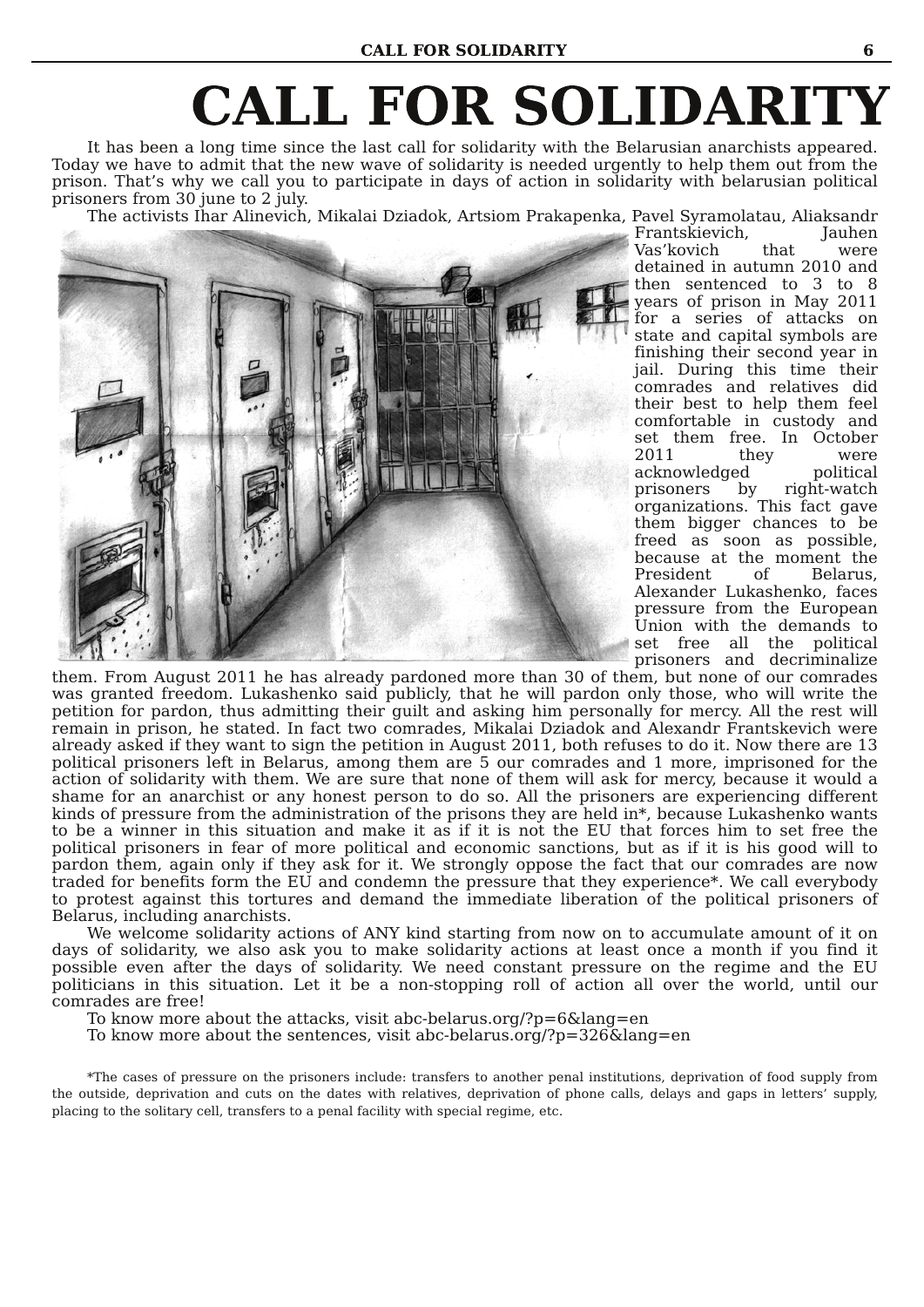# CALL FOR SOLIDARITY

It has been a long time since the last call for solidarity with the Belarusian anarchists appeared. Today we have to admit that the new wave of solidarity is needed urgently to help them out from the prison. That's why we call you to participate in days of action in solidarity with belarusian political prisoners from 30 june to 2 july.

The activists Ihar Alinevich, Mikalai Dziadok, Artsiom Prakapenka, Pavel Syramolatau, Aliaksandr Frantskievich, Jauhen Vas'kovich that were detained in autumn 2010 and then sentenced to 3 to 8 years of prison in May 2011 for a series of attacks on state and capital symbols are finishing their second year in jail. During this time their comrades and relatives did their best to help them feel comfortable in custody and set them free. In October 2011 they were acknowledged political prisoners by right-watch organizations. This fact gave them bigger chances to be freed as soon as possible, because at the moment the President of Belarus, Alexander Lukashenko, faces pressure from the European Union with the demands to set free all the political prisoners and decriminalize them. From August 2011 he has already pardoned more than 30 of them, but none of our comrades was granted freedom. Lukashenko said publicly, that he will pardon only those, who will write the petition for pardon, thus admitting their guilt and asking him personally for mercy. All the rest will remain in prison, he stated. In fact two comrades, Mikalai Dziadok and Alexandr Frantskevich were already asked if they want to sign the petition in August 2011, both refuses to do it. Now there are 13 political prisoners left in Belarus, among them are 5 our comrades and 1 more, imprisoned for the action of solidarity with them. We are sure that none of them will ask for mercy, because it would a shame for an anarchist or any honest person to do so. All the prisoners are experiencing different kinds of pressure from the administration of the prisons they are held in*, because Lukashenko wants to be a winner in this situation and make it as if it is not the EU that forces him to set free the political prisoners in fear of more political and economic sanctions, but as if it is his good will to pardon them, again only if they ask for it. We strongly oppose the fact that our comrades are now traded for benefits form the EU and condemn the pressure that they experience*. We call everybody to protest against this tortures and demand the immediate liberation of the political prisoners of Belarus, including anarchists.

We welcome solidarity actions of ANY kind starting from now on to accumulate amount of it on days of solidarity, we also ask you to make solidarity actions at least once a month if you find it possible even after the days of solidarity. We need constant pressure on the regime and the EU politicians in this situation. Let it be a non-stopping roll of action all over the world, until our comrades are free!

To know more about the attacks, visit abc-belarus.org/?p=6&lang=en

To know more about the sentences, visit abc-belarus.org/?p=326&lang=en

*The cases of pressure on the prisoners include: transfers to another penal institutions, deprivation of food supply from the outside, deprivation and cuts on the dates with relatives, deprivation of phone calls, delays and gaps in letters' supply, placing to the solitary cell, transfers to a penal facility with special regime, etc.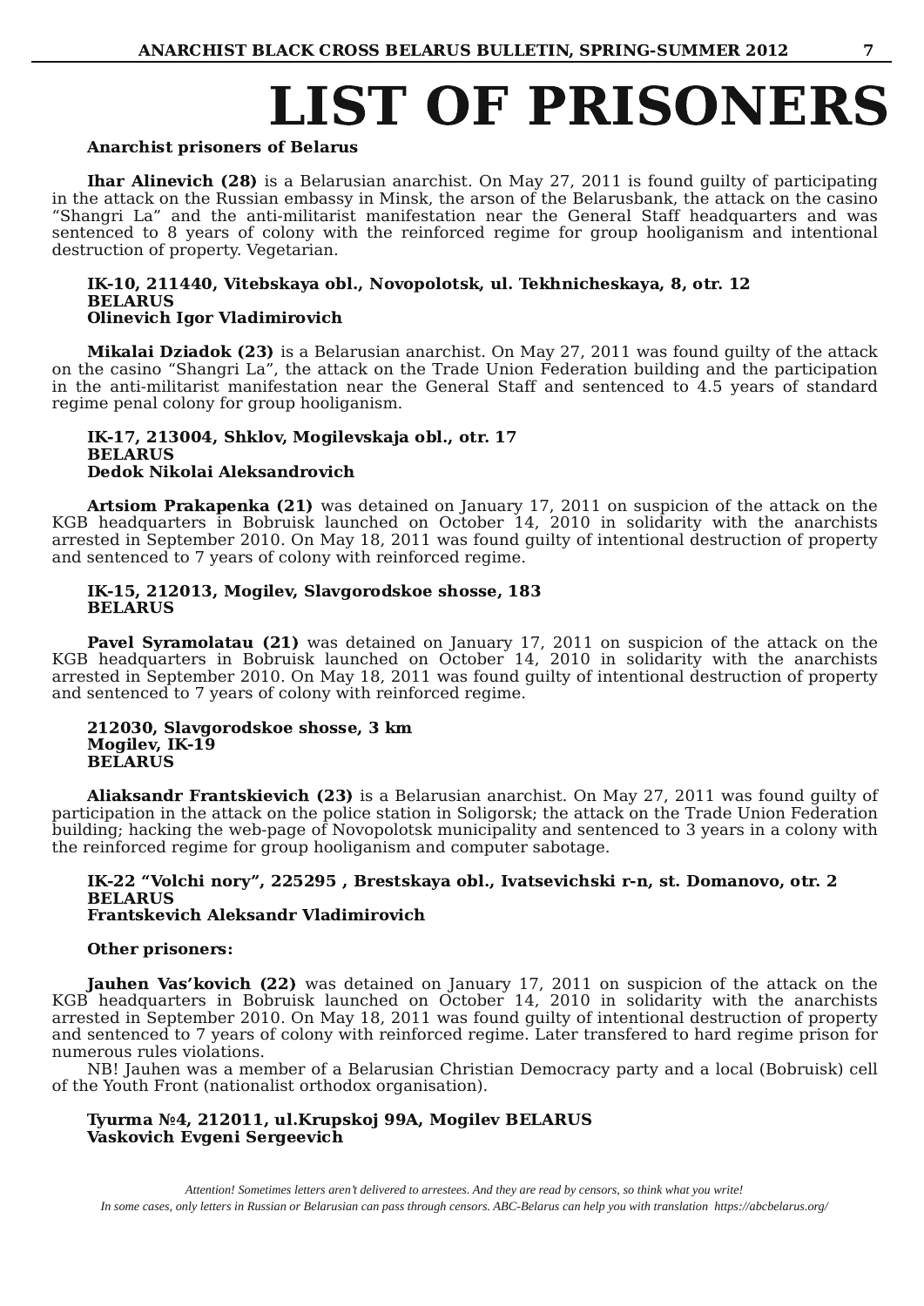# LIST OF PRISONERS

**Anarchist prisoners of Belarus**

**Ihar Alinevich (28)** is a Belarusian anarchist. On May 27, 2011 is found guilty of participating in the attack on the Russian embassy in Minsk, the arson of the Belarusbank, the attack on the casino "Shangri La" and the anti-militarist manifestation near the General Staff headquarters and was sentenced to 8 years of colony with the reinforced regime for group hooliganism and intentional destruction of property. Vegetarian.

**IK-10, 211440, Vitebskaya obl., Novopolotsk, ul. Tekhnicheskaya, 8, otr. 12**
**BELARUS**
**Olinevich Igor Vladimirovich**

**Mikalai Dziadok (23)** is a Belarusian anarchist. On May 27, 2011 was found guilty of the attack on the casino "Shangri La", the attack on the Trade Union Federation building and the participation in the anti-militarist manifestation near the General Staff and sentenced to 4.5 years of standard regime penal colony for group hooliganism.

**IK-17, 213004, Shklov, Mogilevskaja obl., otr. 17**
**BELARUS**
**Dedok Nikolai Aleksandrovich**

**Artsiom Prakapenka (21)** was detained on January 17, 2011 on suspicion of the attack on the KGB headquarters in Bobruisk launched on October 14, 2010 in solidarity with the anarchists arrested in September 2010. On May 18, 2011 was found guilty of intentional destruction of property and sentenced to 7 years of colony with reinforced regime.

**IK-15, 212013, Mogilev, Slavgorodskoe shosse, 183**
**BELARUS**

**Pavel Syramolatau (21)** was detained on January 17, 2011 on suspicion of the attack on the KGB headquarters in Bobruisk launched on October 14, 2010 in solidarity with the anarchists arrested in September 2010. On May 18, 2011 was found guilty of intentional destruction of property and sentenced to 7 years of colony with reinforced regime.

**212030, Slavgorodskoe shosse, 3 km**
**Mogilev, IK-19**
**BELARUS**

**Aliaksandr Frantskievich (23)** is a Belarusian anarchist. On May 27, 2011 was found guilty of participation in the attack on the police station in Soligorsk; the attack on the Trade Union Federation building; hacking the web-page of Novopolotsk municipality and sentenced to 3 years in a colony with the reinforced regime for group hooliganism and computer sabotage.

**IK-22 "Volchi nory", 225295 , Brestskaya obl., Ivatsevichski r-n, st. Domanovo, otr. 2**
**BELARUS**
**Frantskevich Aleksandr Vladimirovich**

**Other prisoners:**

**Jauhen Vas'kovich (22)** was detained on January 17, 2011 on suspicion of the attack on the KGB headquarters in Bobruisk launched on October 14, 2010 in solidarity with the anarchists arrested in September 2010. On May 18, 2011 was found guilty of intentional destruction of property and sentenced to 7 years of colony with reinforced regime. Later transfered to hard regime prison for numerous rules violations.

NB! Jauhen was a member of a Belarusian Christian Democracy party and a local (Bobruisk) cell of the Youth Front (nationalist orthodox organisation).

**Tyurma №4, 212011, ul.Krupskoj 99A, Mogilev BELARUS**
**Vaskovich Evgeni Sergeevich**

*Attention! Sometimes letters aren't delivered to arrestees. And they are read by censors, so think what you write!*
*In some cases, only letters in Russian or Belarusian can pass through censors. ABC-Belarus can help you with translation https://abcbelarus.org/*